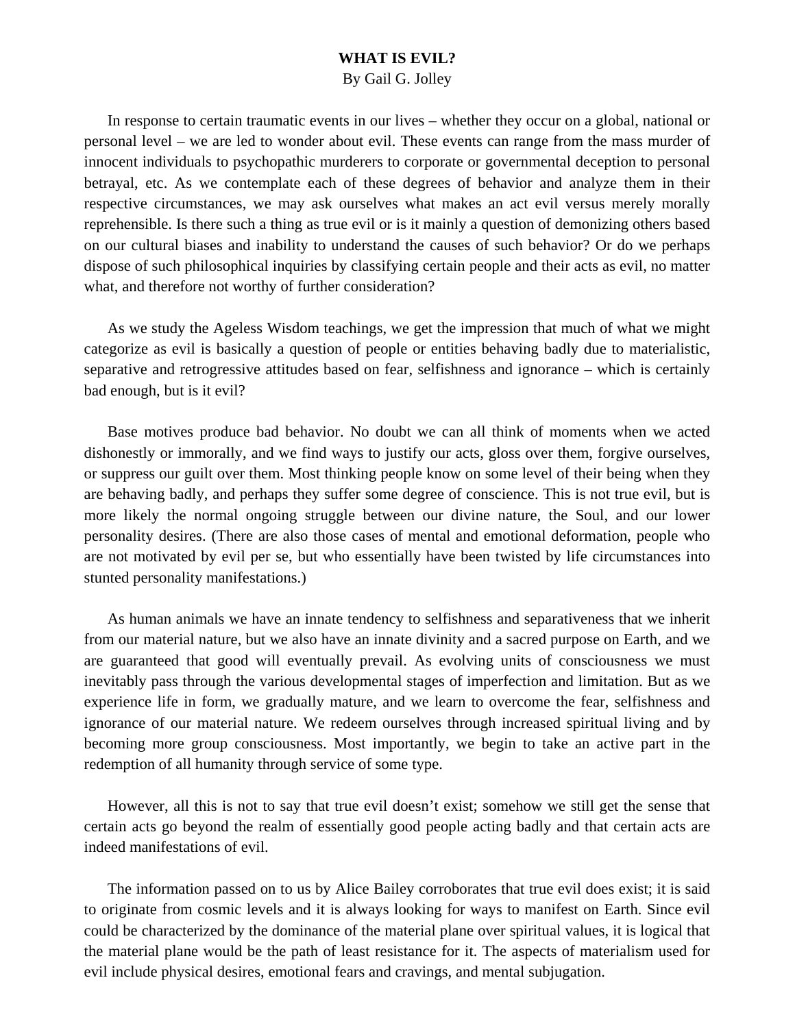# WHAT IS EVIL?

By Gail G. Jolley

In response to certain traumatic events in our lives – whether they occur on a global, national or personal level – we are led to wonder about evil. These events can range from the mass murder of innocent individuals to psychopathic murderers to corporate or governmental deception to personal betrayal, etc. As we contemplate each of these degrees of behavior and analyze them in their respective circumstances, we may ask ourselves what makes an act evil versus merely morally reprehensible. Is there such a thing as true evil or is it mainly a question of demonizing others based on our cultural biases and inability to understand the causes of such behavior? Or do we perhaps dispose of such philosophical inquiries by classifying certain people and their acts as evil, no matter what, and therefore not worthy of further consideration?

As we study the Ageless Wisdom teachings, we get the impression that much of what we might categorize as evil is basically a question of people or entities behaving badly due to materialistic, separative and retrogressive attitudes based on fear, selfishness and ignorance – which is certainly bad enough, but is it evil?

Base motives produce bad behavior. No doubt we can all think of moments when we acted dishonestly or immorally, and we find ways to justify our acts, gloss over them, forgive ourselves, or suppress our guilt over them. Most thinking people know on some level of their being when they are behaving badly, and perhaps they suffer some degree of conscience. This is not true evil, but is more likely the normal ongoing struggle between our divine nature, the Soul, and our lower personality desires. (There are also those cases of mental and emotional deformation, people who are not motivated by evil per se, but who essentially have been twisted by life circumstances into stunted personality manifestations.)

As human animals we have an innate tendency to selfishness and separativeness that we inherit from our material nature, but we also have an innate divinity and a sacred purpose on Earth, and we are guaranteed that good will eventually prevail. As evolving units of consciousness we must inevitably pass through the various developmental stages of imperfection and limitation. But as we experience life in form, we gradually mature, and we learn to overcome the fear, selfishness and ignorance of our material nature. We redeem ourselves through increased spiritual living and by becoming more group consciousness. Most importantly, we begin to take an active part in the redemption of all humanity through service of some type.

However, all this is not to say that true evil doesn't exist; somehow we still get the sense that certain acts go beyond the realm of essentially good people acting badly and that certain acts are indeed manifestations of evil.

The information passed on to us by Alice Bailey corroborates that true evil does exist; it is said to originate from cosmic levels and it is always looking for ways to manifest on Earth. Since evil could be characterized by the dominance of the material plane over spiritual values, it is logical that the material plane would be the path of least resistance for it. The aspects of materialism used for evil include physical desires, emotional fears and cravings, and mental subjugation.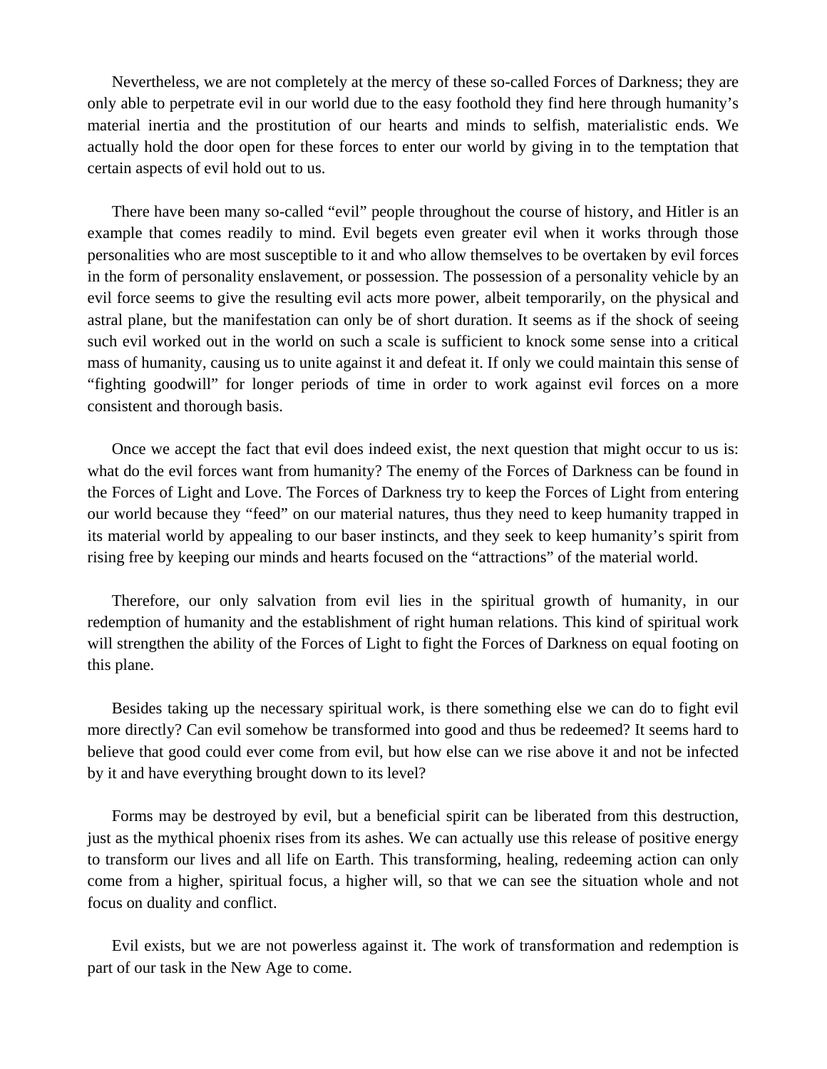Nevertheless, we are not completely at the mercy of these so-called Forces of Darkness; they are only able to perpetrate evil in our world due to the easy foothold they find here through humanity's material inertia and the prostitution of our hearts and minds to selfish, materialistic ends. We actually hold the door open for these forces to enter our world by giving in to the temptation that certain aspects of evil hold out to us.

There have been many so-called "evil" people throughout the course of history, and Hitler is an example that comes readily to mind. Evil begets even greater evil when it works through those personalities who are most susceptible to it and who allow themselves to be overtaken by evil forces in the form of personality enslavement, or possession. The possession of a personality vehicle by an evil force seems to give the resulting evil acts more power, albeit temporarily, on the physical and astral plane, but the manifestation can only be of short duration. It seems as if the shock of seeing such evil worked out in the world on such a scale is sufficient to knock some sense into a critical mass of humanity, causing us to unite against it and defeat it. If only we could maintain this sense of "fighting goodwill" for longer periods of time in order to work against evil forces on a more consistent and thorough basis.

Once we accept the fact that evil does indeed exist, the next question that might occur to us is: what do the evil forces want from humanity? The enemy of the Forces of Darkness can be found in the Forces of Light and Love. The Forces of Darkness try to keep the Forces of Light from entering our world because they "feed" on our material natures, thus they need to keep humanity trapped in its material world by appealing to our baser instincts, and they seek to keep humanity's spirit from rising free by keeping our minds and hearts focused on the "attractions" of the material world.

Therefore, our only salvation from evil lies in the spiritual growth of humanity, in our redemption of humanity and the establishment of right human relations. This kind of spiritual work will strengthen the ability of the Forces of Light to fight the Forces of Darkness on equal footing on this plane.

Besides taking up the necessary spiritual work, is there something else we can do to fight evil more directly? Can evil somehow be transformed into good and thus be redeemed? It seems hard to believe that good could ever come from evil, but how else can we rise above it and not be infected by it and have everything brought down to its level?

Forms may be destroyed by evil, but a beneficial spirit can be liberated from this destruction, just as the mythical phoenix rises from its ashes. We can actually use this release of positive energy to transform our lives and all life on Earth. This transforming, healing, redeeming action can only come from a higher, spiritual focus, a higher will, so that we can see the situation whole and not focus on duality and conflict.

Evil exists, but we are not powerless against it. The work of transformation and redemption is part of our task in the New Age to come.